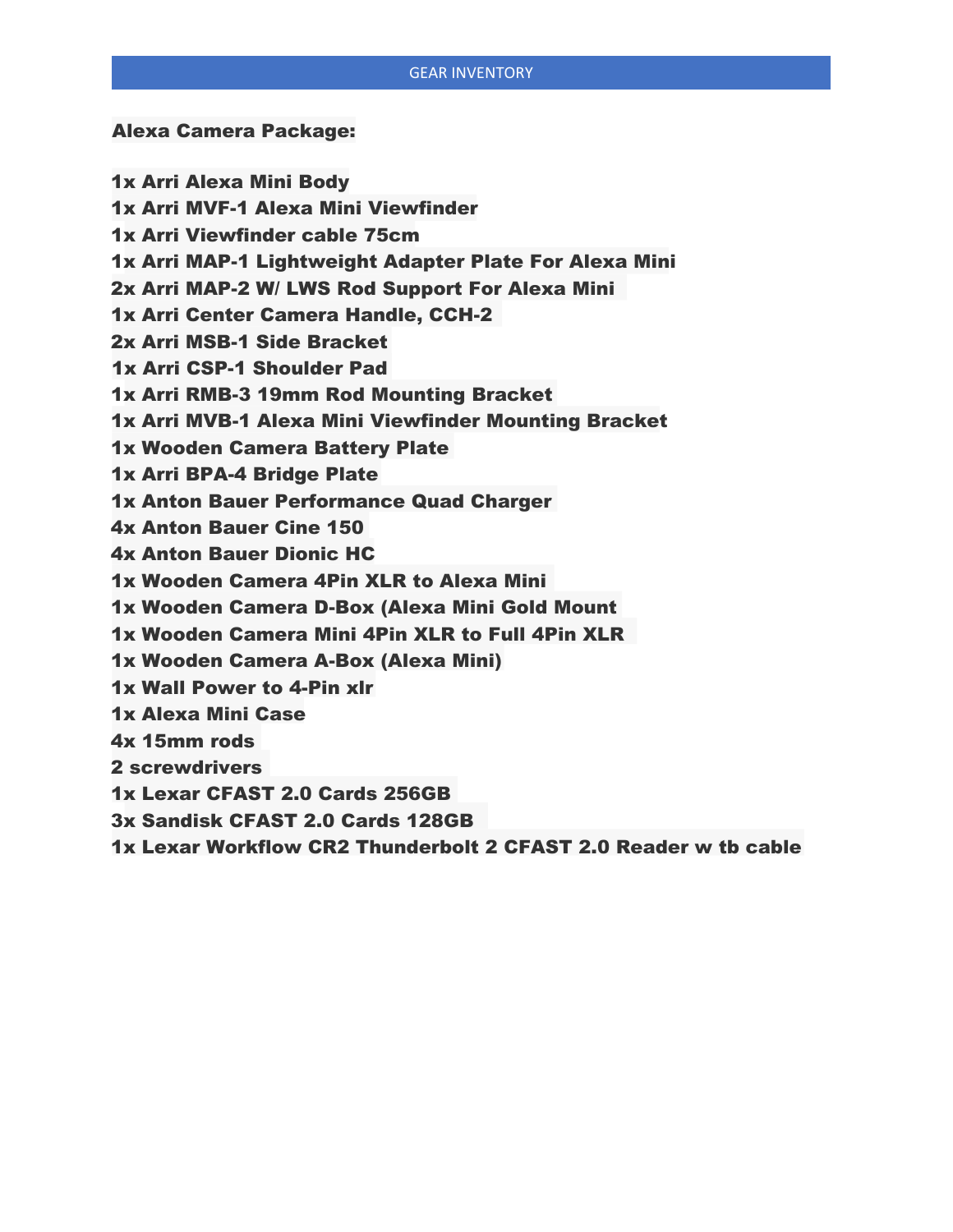# GEAR INVENTORY

**Alexa Camera Package:**

**1x Arri Alexa Mini Body**
**1x Arri MVF-1 Alexa Mini Viewfinder**
**1x Arri Viewfinder cable 75cm**
**1x Arri MAP-1 Lightweight Adapter Plate For Alexa Mini**
**2x Arri MAP-2 W/ LWS Rod Support For Alexa Mini**
**1x Arri Center Camera Handle, CCH-2**
**2x Arri MSB-1 Side Bracket**
**1x Arri CSP-1 Shoulder Pad**
**1x Arri RMB-3 19mm Rod Mounting Bracket**
**1x Arri MVB-1 Alexa Mini Viewfinder Mounting Bracket**
**1x Wooden Camera Battery Plate**
**1x Arri BPA-4 Bridge Plate**
**1x Anton Bauer Performance Quad Charger**
**4x Anton Bauer Cine 150**
**4x Anton Bauer Dionic HC**
**1x Wooden Camera 4Pin XLR to Alexa Mini**
**1x Wooden Camera D-Box (Alexa Mini Gold Mount**
**1x Wooden Camera Mini 4Pin XLR to Full 4Pin XLR**
**1x Wooden Camera A-Box (Alexa Mini)**
**1x Wall Power to 4-Pin xlr**
**1x Alexa Mini Case**
**4x 15mm rods**
**2 screwdrivers**
**1x Lexar CFAST 2.0 Cards 256GB**
**3x Sandisk CFAST 2.0 Cards 128GB**
**1x Lexar Workflow CR2 Thunderbolt 2 CFAST 2.0 Reader w tb cable**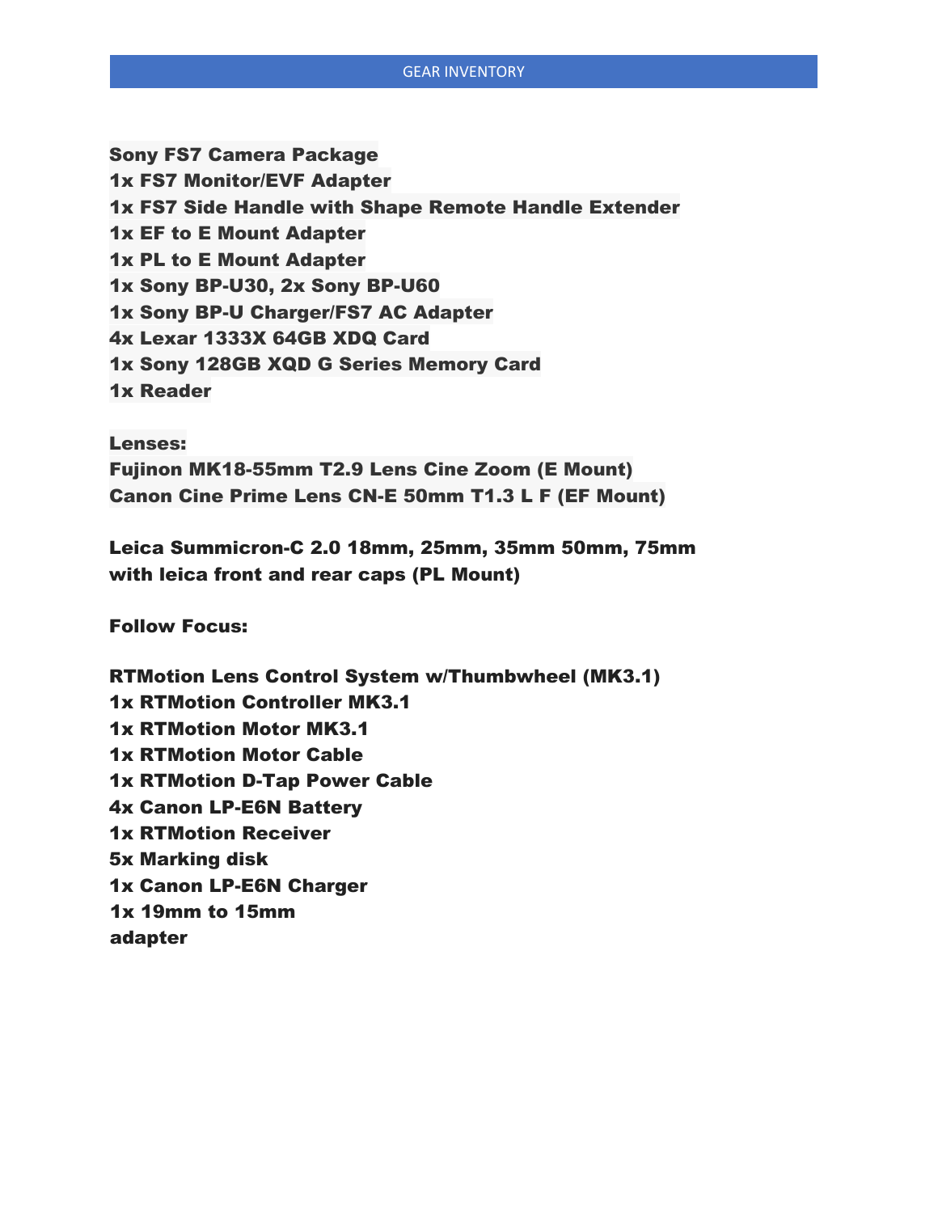GEAR INVENTORY

**Sony FS7 Camera Package**
**1x FS7 Monitor/EVF Adapter**
**1x FS7 Side Handle with Shape Remote Handle Extender**
**1x EF to E Mount Adapter**
**1x PL to E Mount Adapter**
**1x Sony BP-U30, 2x Sony BP-U60**
**1x Sony BP-U Charger/FS7 AC Adapter**
**4x Lexar 1333X 64GB XDQ Card**
**1x Sony 128GB XQD G Series Memory Card**
**1x Reader**

**Lenses:**
**Fujinon MK18-55mm T2.9 Lens Cine Zoom (E Mount)**
**Canon Cine Prime Lens CN-E 50mm T1.3 L F (EF Mount)**

**Leica Summicron-C 2.0 18mm, 25mm, 35mm 50mm, 75mm with leica front and rear caps (PL Mount)**

**Follow Focus:**

**RTMotion Lens Control System w/Thumbwheel (MK3.1)**
**1x RTMotion Controller MK3.1**
**1x RTMotion Motor MK3.1**
**1x RTMotion Motor Cable**
**1x RTMotion D-Tap Power Cable**
**4x Canon LP-E6N Battery**
**1x RTMotion Receiver**
**5x Marking disk**
**1x Canon LP-E6N Charger**
**1x 19mm to 15mm adapter**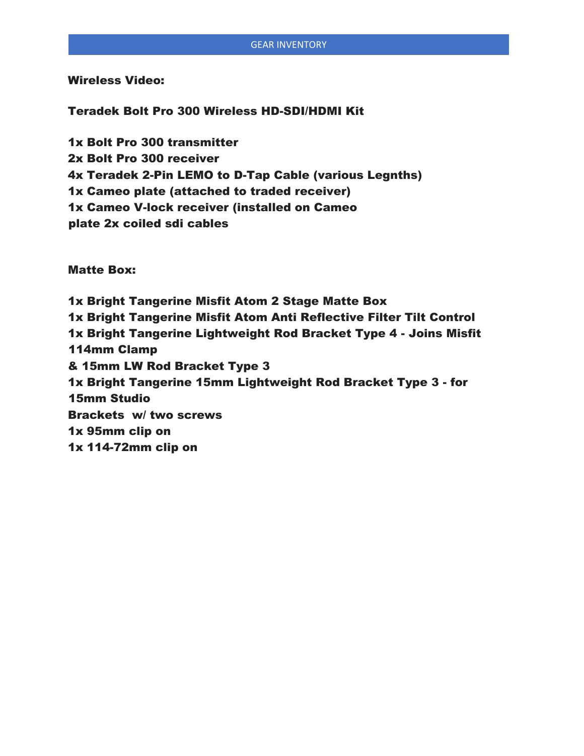GEAR INVENTORY

**Wireless Video:**

**Teradek Bolt Pro 300 Wireless HD-SDI/HDMI Kit**

**1x Bolt Pro 300 transmitter**
**2x Bolt Pro 300 receiver**
**4x Teradek 2-Pin LEMO to D-Tap Cable (various Legnths)**
**1x Cameo plate (attached to traded receiver)**
**1x Cameo V-lock receiver (installed on Cameo plate 2x coiled sdi cables**

**Matte Box:**

**1x Bright Tangerine Misfit Atom 2 Stage Matte Box**
**1x Bright Tangerine Misfit Atom Anti Reflective Filter Tilt Control**
**1x Bright Tangerine Lightweight Rod Bracket Type 4 - Joins Misfit 114mm Clamp & 15mm LW Rod Bracket Type 3**
**1x Bright Tangerine 15mm Lightweight Rod Bracket Type 3 - for 15mm Studio Brackets w/ two screws**
**1x 95mm clip on**
**1x 114-72mm clip on**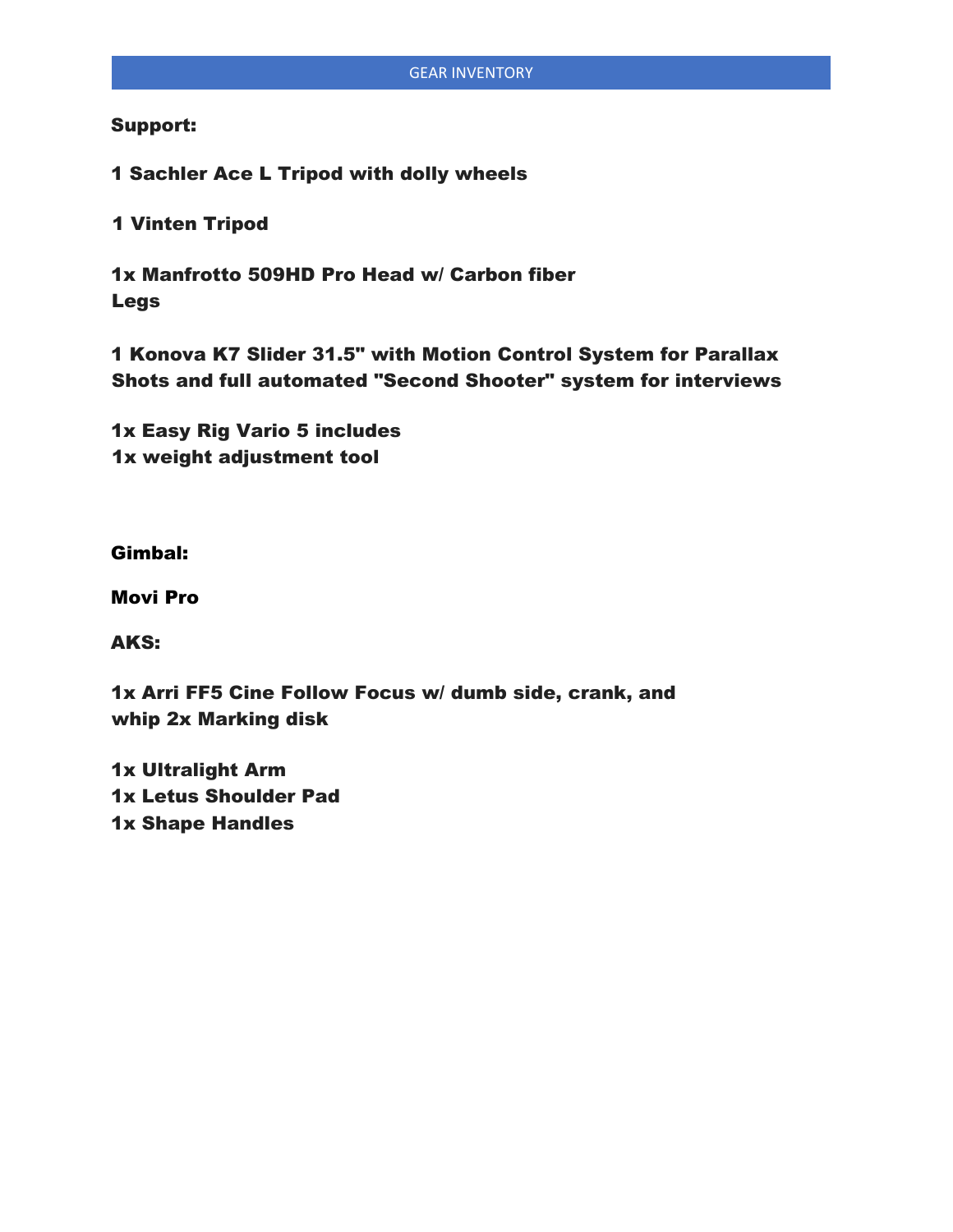## GEAR INVENTORY

**Support:**

**1 Sachler Ace L Tripod with dolly wheels**

**1 Vinten Tripod**

**1x Manfrotto 509HD Pro Head w/ Carbon fiber Legs**

**1 Konova K7 Slider 31.5" with Motion Control System for Parallax Shots and full automated "Second Shooter" system for interviews**

**1x Easy Rig Vario 5 includes**
**1x weight adjustment tool**

**Gimbal:**

**Movi Pro**

**AKS:**

**1x Arri FF5 Cine Follow Focus w/ dumb side, crank, and whip 2x Marking disk**

**1x Ultralight Arm**
**1x Letus Shoulder Pad**
**1x Shape Handles**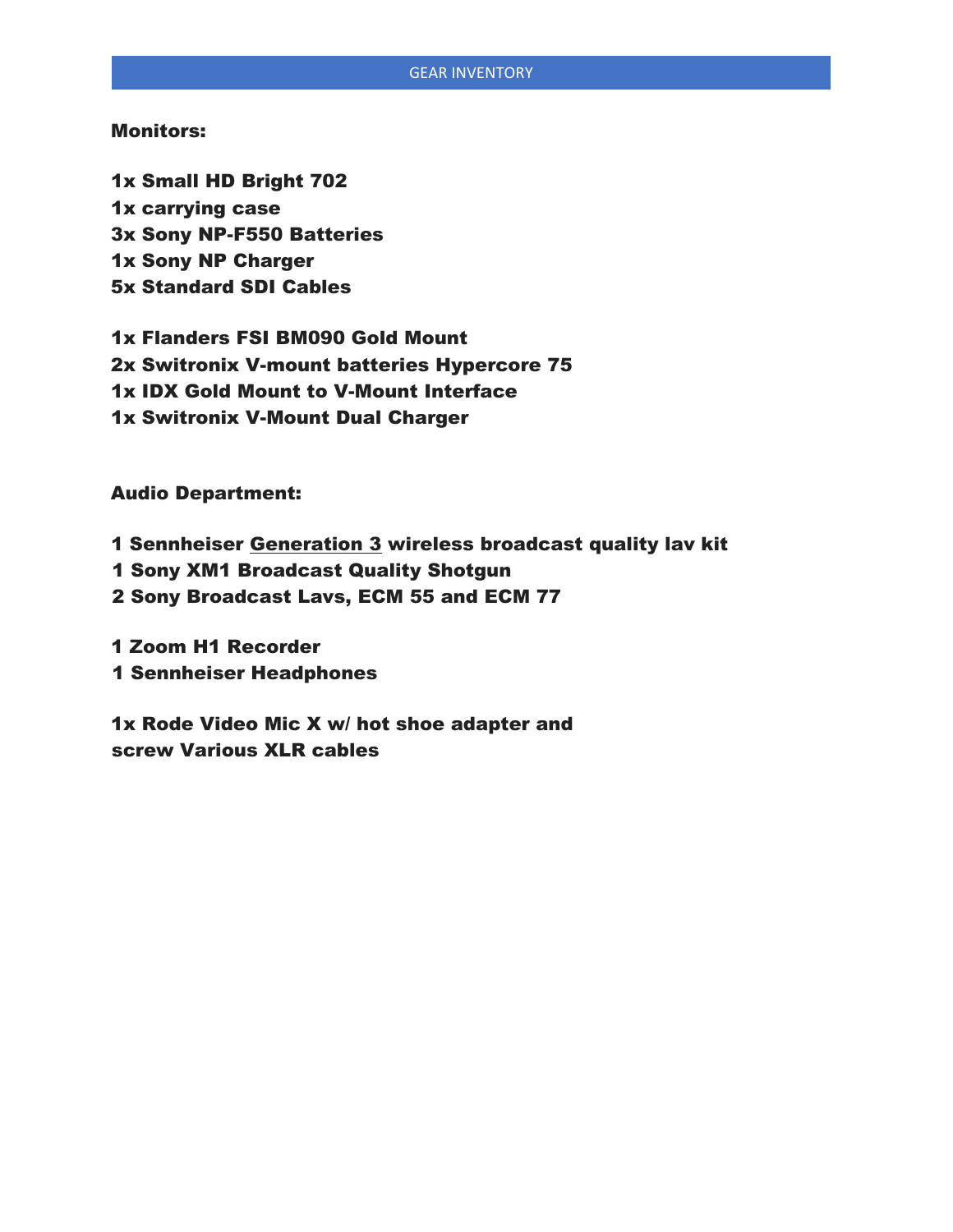GEAR INVENTORY

**Monitors:**

**1x Small HD Bright 702**
**1x carrying case**
**3x Sony NP-F550 Batteries**
**1x Sony NP Charger**
**5x Standard SDI Cables**

**1x Flanders FSI BM090 Gold Mount**
**2x Switronix V-mount batteries Hypercore 75**
**1x IDX Gold Mount to V-Mount Interface**
**1x Switronix V-Mount Dual Charger**

**Audio Department:**

**1 Sennheiser <u>Generation 3</u> wireless broadcast quality lav kit**
**1 Sony XM1 Broadcast Quality Shotgun**
**2 Sony Broadcast Lavs, ECM 55 and ECM 77**

**1 Zoom H1 Recorder**
**1 Sennheiser Headphones**

**1x Rode Video Mic X w/ hot shoe adapter and screw Various XLR cables**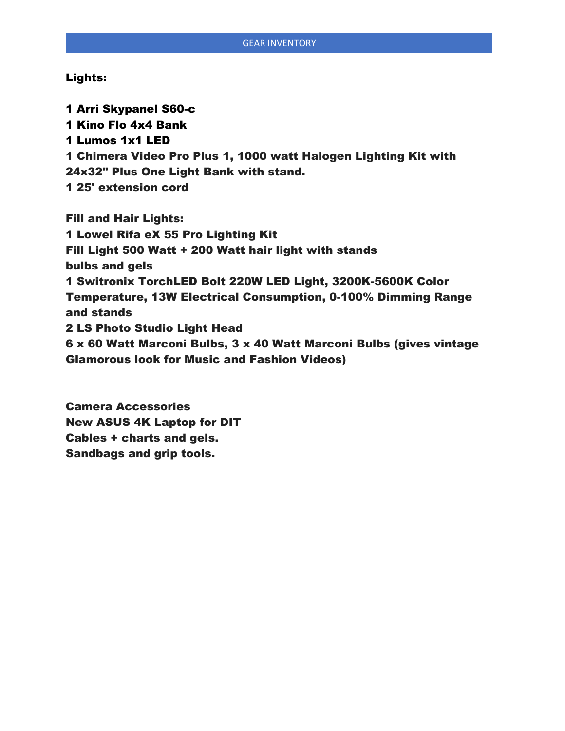GEAR INVENTORY

**Lights:**

**1 Arri Skypanel S60-c**
**1 Kino Flo 4x4 Bank**
**1 Lumos 1x1 LED**
**1 Chimera Video Pro Plus 1, 1000 watt Halogen Lighting Kit with 24x32" Plus One Light Bank with stand.**
**1 25' extension cord**

**Fill and Hair Lights:**
**1 Lowel Rifa eX 55 Pro Lighting Kit**
**Fill Light 500 Watt + 200 Watt hair light with stands bulbs and gels**
**1 Switronix TorchLED Bolt 220W LED Light, 3200K-5600K Color Temperature, 13W Electrical Consumption, 0-100% Dimming Range and stands**
**2 LS Photo Studio Light Head**
**6 x 60 Watt Marconi Bulbs, 3 x 40 Watt Marconi Bulbs (gives vintage Glamorous look for Music and Fashion Videos)**

**Camera Accessories**
**New ASUS 4K Laptop for DIT**
**Cables + charts and gels.**
**Sandbags and grip tools.**